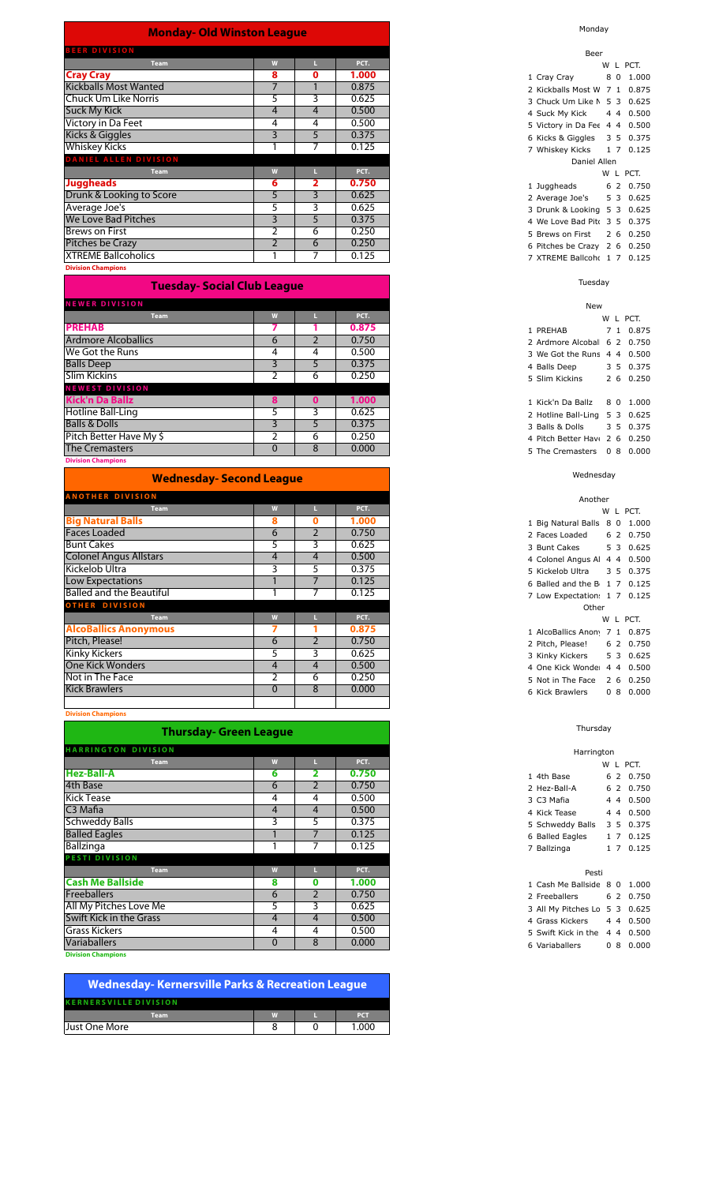## Monday- Old Winston League

| BEER DIVISION | | | |
|---|---|---|---|
| **Team** | **W** | **L** | **PCT.** |
| **Cray Cray** | **8** | **0** | **1.000** |
| Kickballs Most Wanted | 7 | 1 | 0.875 |
| Chuck Um Like Norris | 5 | 3 | 0.625 |
| Suck My Kick | 4 | 4 | 0.500 |
| Victory in Da Feet | 4 | 4 | 0.500 |
| Kicks & Giggles | 3 | 5 | 0.375 |
| Whiskey Kicks | 1 | 7 | 0.125 |

| DANIEL ALLEN DIVISION | | | |
|---|---|---|---|
| **Team** | **W** | **L** | **PCT.** |
| **Juggheads** | **6** | **2** | **0.750** |
| Drunk & Looking to Score | 5 | 3 | 0.625 |
| Average Joe's | 5 | 3 | 0.625 |
| We Love Bad Pitches | 3 | 5 | 0.375 |
| Brews on First | 2 | 6 | 0.250 |
| Pitches be Crazy | 2 | 6 | 0.250 |
| XTREME Ballcoholics | 1 | 7 | 0.125 |

**Division Champions**

## Tuesday- Social Club League

| NEWER DIVISION | | | |
|---|---|---|---|
| **Team** | **W** | **L** | **PCT.** |
| **PREHAB** | **7** | **1** | **0.875** |
| Ardmore Alcoballics | 6 | 2 | 0.750 |
| We Got the Runs | 4 | 4 | 0.500 |
| Balls Deep | 3 | 5 | 0.375 |
| Slim Kickins | 2 | 6 | 0.250 |

| NEWEST DIVISION | | | |
|---|---|---|---|
| **Team** | **W** | **L** | **PCT.** |
| **Kick'n Da Ballz** | **8** | **0** | **1.000** |
| Hotline Ball-Ling | 5 | 3 | 0.625 |
| Balls & Dolls | 3 | 5 | 0.375 |
| Pitch Better Have My $ | 2 | 6 | 0.250 |
| The Cremasters | 0 | 8 | 0.000 |

**Division Champions**

## Wednesday- Second League

| ANOTHER DIVISION | | | |
|---|---|---|---|
| **Team** | **W** | **L** | **PCT.** |
| **Big Natural Balls** | **8** | **0** | **1.000** |
| Faces Loaded | 6 | 2 | 0.750 |
| Bunt Cakes | 5 | 3 | 0.625 |
| Colonel Angus Allstars | 4 | 4 | 0.500 |
| Kickelob Ultra | 3 | 5 | 0.375 |
| Low Expectations | 1 | 7 | 0.125 |
| Balled and the Beautiful | 1 | 7 | 0.125 |

| OTHER DIVISION | | | |
|---|---|---|---|
| **Team** | **W** | **L** | **PCT.** |
| **AlcoBallics Anonymous** | **7** | **1** | **0.875** |
| Pitch, Please! | 6 | 2 | 0.750 |
| Kinky Kickers | 5 | 3 | 0.625 |
| One Kick Wonders | 4 | 4 | 0.500 |
| Not in The Face | 2 | 6 | 0.250 |
| Kick Brawlers | 0 | 8 | 0.000 |

**Division Champions**

## Thursday- Green League

| HARRINGTON DIVISION | | | |
|---|---|---|---|
| **Team** | **W** | **L** | **PCT.** |
| **Hez-Ball-A** | **6** | **2** | **0.750** |
| 4th Base | 6 | 2 | 0.750 |
| Kick Tease | 4 | 4 | 0.500 |
| C3 Mafia | 4 | 4 | 0.500 |
| Schweddy Balls | 3 | 5 | 0.375 |
| Balled Eagles | 1 | 7 | 0.125 |
| Ballzinga | 1 | 7 | 0.125 |

| PESTI DIVISION | | | |
|---|---|---|---|
| **Team** | **W** | **L** | **PCT.** |
| **Cash Me Ballside** | **8** | **0** | **1.000** |
| Freeballers | 6 | 2 | 0.750 |
| All My Pitches Love Me | 5 | 3 | 0.625 |
| Swift Kick in the Grass | 4 | 4 | 0.500 |
| Grass Kickers | 4 | 4 | 0.500 |
| Variaballers | 0 | 8 | 0.000 |

**Division Champions**

## Wednesday- Kernersville Parks & Recreation League

| KERNERSVILLE DIVISION | | | |
|---|---|---|---|
| **Team** | **W** | **L** | **PCT** |
| Just One More | 8 | 0 | 1.000 |

Monday

Beer

| | | W | L | PCT. |
|---|---|---|---|---|
| 1 | Cray Cray | 8 | 0 | 1.000 |
| 2 | Kickballs Most W | 7 | 1 | 0.875 |
| 3 | Chuck Um Like N | 5 | 3 | 0.625 |
| 4 | Suck My Kick | 4 | 4 | 0.500 |
| 5 | Victory in Da Fee | 4 | 4 | 0.500 |
| 6 | Kicks & Giggles | 3 | 5 | 0.375 |
| 7 | Whiskey Kicks | 1 | 7 | 0.125 |

Daniel Allen

| | | W | L | PCT. |
|---|---|---|---|---|
| 1 | Juggheads | 6 | 2 | 0.750 |
| 2 | Average Joe's | 5 | 3 | 0.625 |
| 3 | Drunk & Looking | 5 | 3 | 0.625 |
| 4 | We Love Bad Pit | 3 | 5 | 0.375 |
| 5 | Brews on First | 2 | 6 | 0.250 |
| 6 | Pitches be Crazy | 2 | 6 | 0.250 |
| 7 | XTREME Ballcoh | 1 | 7 | 0.125 |

Tuesday

New

| | | W | L | PCT. |
|---|---|---|---|---|
| 1 | PREHAB | 7 | 1 | 0.875 |
| 2 | Ardmore Alcobal | 6 | 2 | 0.750 |
| 3 | We Got the Runs | 4 | 4 | 0.500 |
| 4 | Balls Deep | 3 | 5 | 0.375 |
| 5 | Slim Kickins | 2 | 6 | 0.250 |

| | | W | L | PCT. |
|---|---|---|---|---|
| 1 | Kick'n Da Ballz | 8 | 0 | 1.000 |
| 2 | Hotline Ball-Ling | 5 | 3 | 0.625 |
| 3 | Balls & Dolls | 3 | 5 | 0.375 |
| 4 | Pitch Better Hav | 2 | 6 | 0.250 |
| 5 | The Cremasters | 0 | 8 | 0.000 |

Wednesday

Another

| | | W | L | PCT. |
|---|---|---|---|---|
| 1 | Big Natural Balls | 8 | 0 | 1.000 |
| 2 | Faces Loaded | 6 | 2 | 0.750 |
| 3 | Bunt Cakes | 5 | 3 | 0.625 |
| 4 | Colonel Angus Al | 4 | 4 | 0.500 |
| 5 | Kickelob Ultra | 3 | 5 | 0.375 |
| 6 | Balled and the B | 1 | 7 | 0.125 |
| 7 | Low Expectation | 1 | 7 | 0.125 |

Other

| | | W | L | PCT. |
|---|---|---|---|---|
| 1 | AlcoBallics Anon | 7 | 1 | 0.875 |
| 2 | Pitch, Please! | 6 | 2 | 0.750 |
| 3 | Kinky Kickers | 5 | 3 | 0.625 |
| 4 | One Kick Wonde | 4 | 4 | 0.500 |
| 5 | Not in The Face | 2 | 6 | 0.250 |
| 6 | Kick Brawlers | 0 | 8 | 0.000 |

Thursday

Harrington

| | | W | L | PCT. |
|---|---|---|---|---|
| 1 | 4th Base | 6 | 2 | 0.750 |
| 2 | Hez-Ball-A | 6 | 2 | 0.750 |
| 3 | C3 Mafia | 4 | 4 | 0.500 |
| 4 | Kick Tease | 4 | 4 | 0.500 |
| 5 | Schweddy Balls | 3 | 5 | 0.375 |
| 6 | Balled Eagles | 1 | 7 | 0.125 |
| 7 | Ballzinga | 1 | 7 | 0.125 |

Pesti

| | | W | L | PCT. |
|---|---|---|---|---|
| 1 | Cash Me Ballside | 8 | 0 | 1.000 |
| 2 | Freeballers | 6 | 2 | 0.750 |
| 3 | All My Pitches Lo | 5 | 3 | 0.625 |
| 4 | Grass Kickers | 4 | 4 | 0.500 |
| 5 | Swift Kick in the | 4 | 4 | 0.500 |
| 6 | Variaballers | 0 | 8 | 0.000 |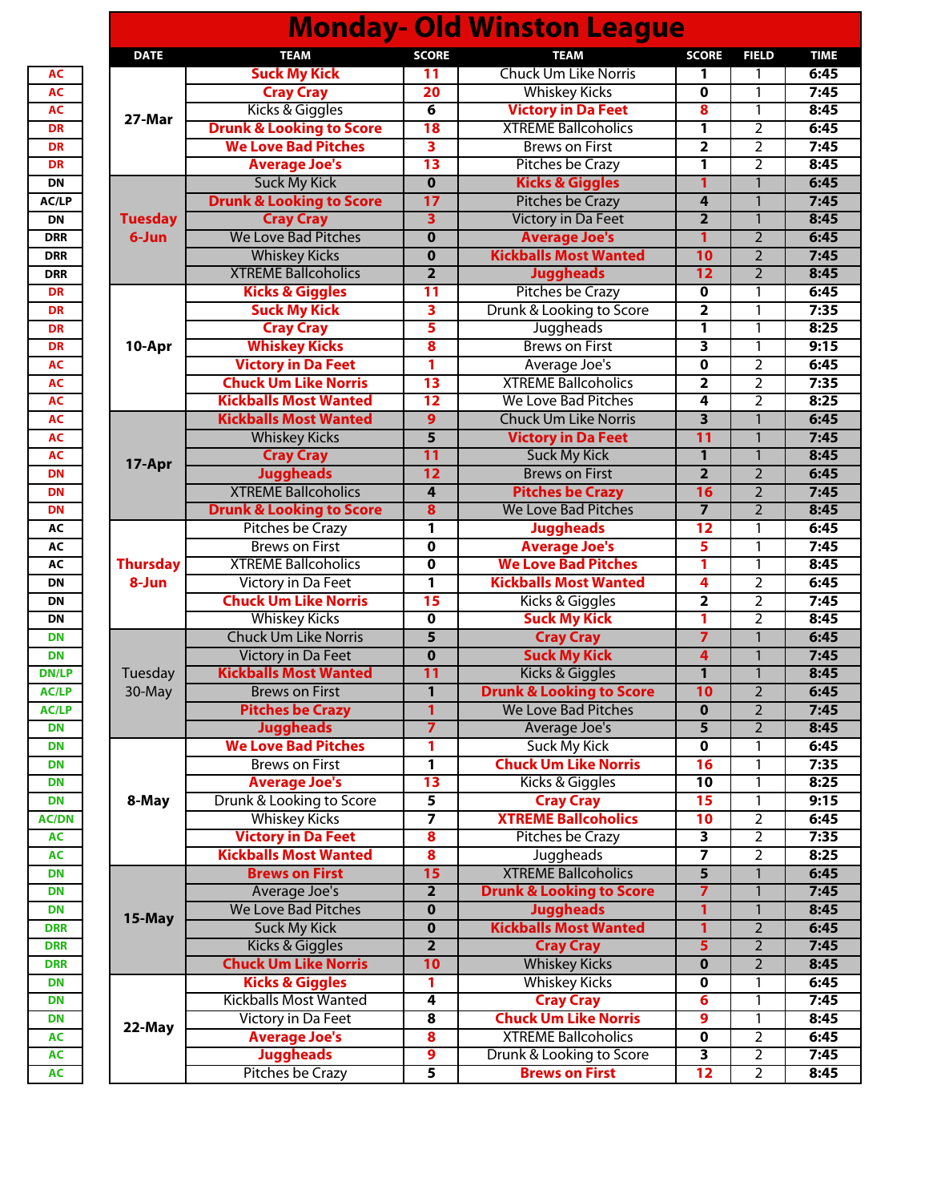# Monday- Old Winston League

| | DATE | TEAM | SCORE | TEAM | SCORE | FIELD | TIME |
|---|---|---|---|---|---|---|---|
| AC | 27-Mar | **Suck My Kick** | **11** | Chuck Um Like Norris | 1 | 1 | 6:45 |
| AC | | **Cray Cray** | **20** | Whiskey Kicks | 0 | 1 | 7:45 |
| AC | | Kicks & Giggles | 6 | **Victory in Da Feet** | **8** | 1 | 8:45 |
| DR | | **Drunk & Looking to Score** | **18** | XTREME Ballcoholics | 1 | 2 | 6:45 |
| DR | | **We Love Bad Pitches** | **3** | Brews on First | 2 | 2 | 7:45 |
| DR | | **Average Joe's** | **13** | Pitches be Crazy | 1 | 2 | 8:45 |
| DN | Tuesday 6-Jun | Suck My Kick | 0 | **Kicks & Giggles** | **1** | 1 | 6:45 |
| AC/LP | | **Drunk & Looking to Score** | **17** | Pitches be Crazy | 4 | 1 | 7:45 |
| DN | | **Cray Cray** | **3** | Victory in Da Feet | 2 | 1 | 8:45 |
| DRR | | We Love Bad Pitches | 0 | **Average Joe's** | **1** | 2 | 6:45 |
| DRR | | Whiskey Kicks | 0 | **Kickballs Most Wanted** | **10** | 2 | 7:45 |
| DRR | | XTREME Ballcoholics | 2 | **Juggheads** | **12** | 2 | 8:45 |
| DR | 10-Apr | **Kicks & Giggles** | **11** | Pitches be Crazy | 0 | 1 | 6:45 |
| DR | | **Suck My Kick** | **3** | Drunk & Looking to Score | 2 | 1 | 7:35 |
| DR | | **Cray Cray** | **5** | Juggheads | 1 | 1 | 8:25 |
| DR | | **Whiskey Kicks** | **8** | Brews on First | 3 | 1 | 9:15 |
| AC | | **Victory in Da Feet** | **1** | Average Joe's | 0 | 2 | 6:45 |
| AC | | **Chuck Um Like Norris** | **13** | XTREME Ballcoholics | 2 | 2 | 7:35 |
| AC | | **Kickballs Most Wanted** | **12** | We Love Bad Pitches | 4 | 2 | 8:25 |
| AC | 17-Apr | **Kickballs Most Wanted** | **9** | Chuck Um Like Norris | 3 | 1 | 6:45 |
| AC | | Whiskey Kicks | 5 | **Victory in Da Feet** | **11** | 1 | 7:45 |
| AC | | **Cray Cray** | **11** | Suck My Kick | 1 | 1 | 8:45 |
| DN | | **Juggheads** | **12** | Brews on First | 2 | 2 | 6:45 |
| DN | | XTREME Ballcoholics | 4 | **Pitches be Crazy** | **16** | 2 | 7:45 |
| DN | | **Drunk & Looking to Score** | **8** | We Love Bad Pitches | 7 | 2 | 8:45 |
| AC | Thursday 8-Jun | Pitches be Crazy | 1 | **Juggheads** | **12** | 1 | 6:45 |
| AC | | Brews on First | 0 | **Average Joe's** | **5** | 1 | 7:45 |
| AC | | XTREME Ballcoholics | 0 | **We Love Bad Pitches** | **1** | 1 | 8:45 |
| DN | | Victory in Da Feet | 1 | **Kickballs Most Wanted** | **4** | 2 | 6:45 |
| DN | | **Chuck Um Like Norris** | **15** | Kicks & Giggles | 2 | 2 | 7:45 |
| DN | | Whiskey Kicks | 0 | **Suck My Kick** | **1** | 2 | 8:45 |
| DN | Tuesday 30-May | Chuck Um Like Norris | 5 | **Cray Cray** | **7** | 1 | 6:45 |
| DN | | Victory in Da Feet | 0 | **Suck My Kick** | **4** | 1 | 7:45 |
| DN/LP | | **Kickballs Most Wanted** | **11** | Kicks & Giggles | 1 | 1 | 8:45 |
| AC/LP | | Brews on First | 1 | **Drunk & Looking to Score** | **10** | 2 | 6:45 |
| AC/LP | | **Pitches be Crazy** | **1** | We Love Bad Pitches | 0 | 2 | 7:45 |
| DN | | **Juggheads** | **7** | Average Joe's | 5 | 2 | 8:45 |
| DN | 8-May | **We Love Bad Pitches** | **1** | Suck My Kick | 0 | 1 | 6:45 |
| DN | | Brews on First | 1 | **Chuck Um Like Norris** | **16** | 1 | 7:35 |
| DN | | **Average Joe's** | **13** | Kicks & Giggles | 10 | 1 | 8:25 |
| DN | | Drunk & Looking to Score | 5 | **Cray Cray** | **15** | 1 | 9:15 |
| AC/DN | | Whiskey Kicks | 7 | **XTREME Ballcoholics** | **10** | 2 | 6:45 |
| AC | | **Victory in Da Feet** | **8** | Pitches be Crazy | 3 | 2 | 7:35 |
| AC | | **Kickballs Most Wanted** | **8** | Juggheads | 7 | 2 | 8:25 |
| DN | 15-May | **Brews on First** | **15** | XTREME Ballcoholics | 5 | 1 | 6:45 |
| DN | | Average Joe's | 2 | **Drunk & Looking to Score** | **7** | 1 | 7:45 |
| DN | | We Love Bad Pitches | 0 | **Juggheads** | **1** | 1 | 8:45 |
| DRR | | Suck My Kick | 0 | **Kickballs Most Wanted** | **1** | 2 | 6:45 |
| DRR | | Kicks & Giggles | 2 | **Cray Cray** | **5** | 2 | 7:45 |
| DRR | | **Chuck Um Like Norris** | **10** | Whiskey Kicks | 0 | 2 | 8:45 |
| DN | 22-May | **Kicks & Giggles** | **1** | Whiskey Kicks | 0 | 1 | 6:45 |
| DN | | Kickballs Most Wanted | 4 | **Cray Cray** | **6** | 1 | 7:45 |
| DN | | Victory in Da Feet | 8 | **Chuck Um Like Norris** | **9** | 1 | 8:45 |
| AC | | **Average Joe's** | **8** | XTREME Ballcoholics | 0 | 2 | 6:45 |
| AC | | **Juggheads** | **9** | Drunk & Looking to Score | 3 | 2 | 7:45 |
| AC | | Pitches be Crazy | 5 | **Brews on First** | **12** | 2 | 8:45 |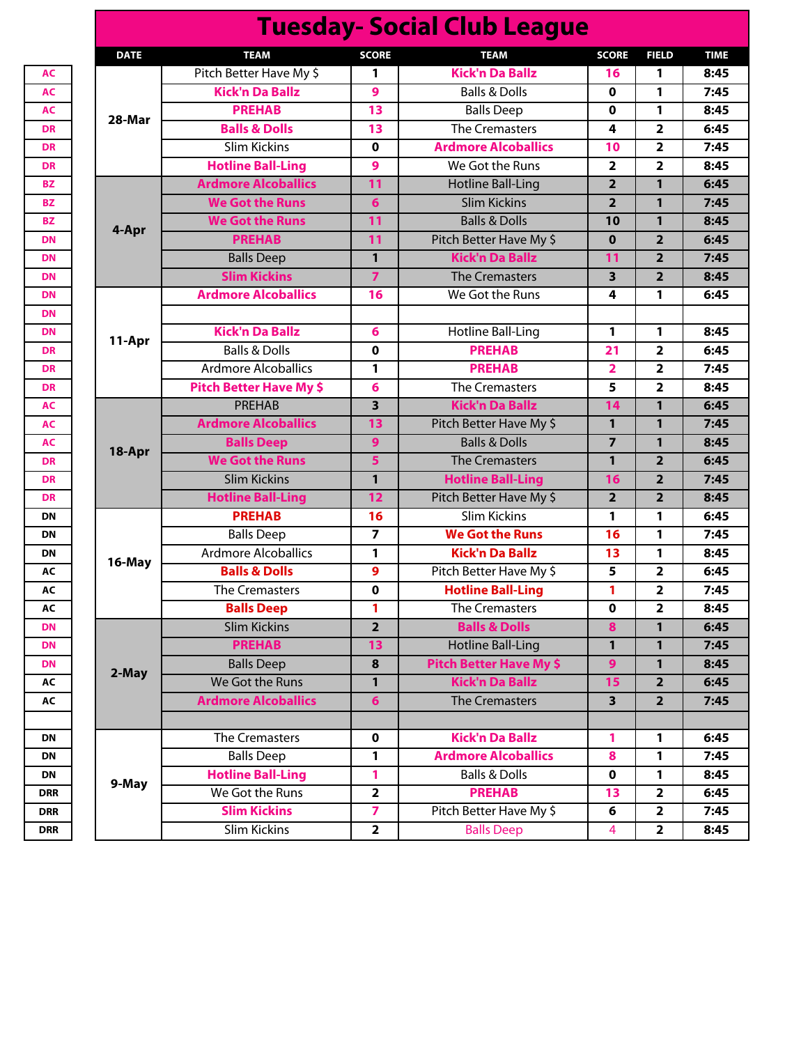# Tuesday- Social Club League

| | DATE | TEAM | SCORE | TEAM | SCORE | FIELD | TIME |
|---|---|---|---|---|---|---|---|
| AC | 28-Mar | Pitch Better Have My $ | 1 | **Kick'n Da Ballz** | **16** | 1 | 8:45 |
| AC | | **Kick'n Da Ballz** | **9** | Balls & Dolls | 0 | 1 | 7:45 |
| AC | | **PREHAB** | **13** | Balls Deep | 0 | 1 | 8:45 |
| DR | | **Balls & Dolls** | **13** | The Cremasters | 4 | 2 | 6:45 |
| DR | | Slim Kickins | 0 | **Ardmore Alcoballics** | **10** | 2 | 7:45 |
| DR | | **Hotline Ball-Ling** | **9** | We Got the Runs | 2 | 2 | 8:45 |
| BZ | 4-Apr | **Ardmore Alcoballics** | **11** | Hotline Ball-Ling | 2 | 1 | 6:45 |
| BZ | | **We Got the Runs** | **6** | Slim Kickins | 2 | 1 | 7:45 |
| BZ | | **We Got the Runs** | **11** | Balls & Dolls | 10 | 1 | 8:45 |
| DN | | **PREHAB** | **11** | Pitch Better Have My $ | 0 | 2 | 6:45 |
| DN | | Balls Deep | 1 | **Kick'n Da Ballz** | **11** | 2 | 7:45 |
| DN | | **Slim Kickins** | **7** | The Cremasters | 3 | 2 | 8:45 |
| DN | 11-Apr | **Ardmore Alcoballics** | **16** | We Got the Runs | 4 | 1 | 6:45 |
| DN | | | | | | | |
| DN | | **Kick'n Da Ballz** | **6** | Hotline Ball-Ling | 1 | 1 | 8:45 |
| DR | | Balls & Dolls | 0 | **PREHAB** | **21** | 2 | 6:45 |
| DR | | Ardmore Alcoballics | 1 | **PREHAB** | **2** | 2 | 7:45 |
| DR | | **Pitch Better Have My $** | **6** | The Cremasters | 5 | 2 | 8:45 |
| AC | 18-Apr | PREHAB | 3 | **Kick'n Da Ballz** | **14** | 1 | 6:45 |
| AC | | **Ardmore Alcoballics** | **13** | Pitch Better Have My $ | 1 | 1 | 7:45 |
| AC | | **Balls Deep** | **9** | Balls & Dolls | 7 | 1 | 8:45 |
| DR | | **We Got the Runs** | **5** | The Cremasters | 1 | 2 | 6:45 |
| DR | | Slim Kickins | 1 | **Hotline Ball-Ling** | **16** | 2 | 7:45 |
| DR | | **Hotline Ball-Ling** | **12** | Pitch Better Have My $ | 2 | 2 | 8:45 |
| DN | 16-May | **PREHAB** | **16** | Slim Kickins | 1 | 1 | 6:45 |
| DN | | Balls Deep | 7 | **We Got the Runs** | **16** | 1 | 7:45 |
| DN | | Ardmore Alcoballics | 1 | **Kick'n Da Ballz** | **13** | 1 | 8:45 |
| AC | | **Balls & Dolls** | **9** | Pitch Better Have My $ | 5 | 2 | 6:45 |
| AC | | The Cremasters | 0 | **Hotline Ball-Ling** | **1** | 2 | 7:45 |
| AC | | **Balls Deep** | **1** | The Cremasters | 0 | 2 | 8:45 |
| DN | 2-May | Slim Kickins | 2 | **Balls & Dolls** | **8** | 1 | 6:45 |
| DN | | **PREHAB** | **13** | Hotline Ball-Ling | 1 | 1 | 7:45 |
| DN | | Balls Deep | 8 | **Pitch Better Have My $** | **9** | 1 | 8:45 |
| AC | | We Got the Runs | 1 | **Kick'n Da Ballz** | **15** | 2 | 6:45 |
| AC | | **Ardmore Alcoballics** | **6** | The Cremasters | 3 | 2 | 7:45 |
| | | | | | | | |
| DN | 9-May | The Cremasters | 0 | **Kick'n Da Ballz** | **1** | 1 | 6:45 |
| DN | | Balls Deep | 1 | **Ardmore Alcoballics** | **8** | 1 | 7:45 |
| DN | | **Hotline Ball-Ling** | **1** | Balls & Dolls | 0 | 1 | 8:45 |
| DRR | | We Got the Runs | 2 | **PREHAB** | **13** | 2 | 6:45 |
| DRR | | **Slim Kickins** | **7** | Pitch Better Have My $ | 6 | 2 | 7:45 |
| DRR | | Slim Kickins | 2 | Balls Deep | 4 | 2 | 8:45 |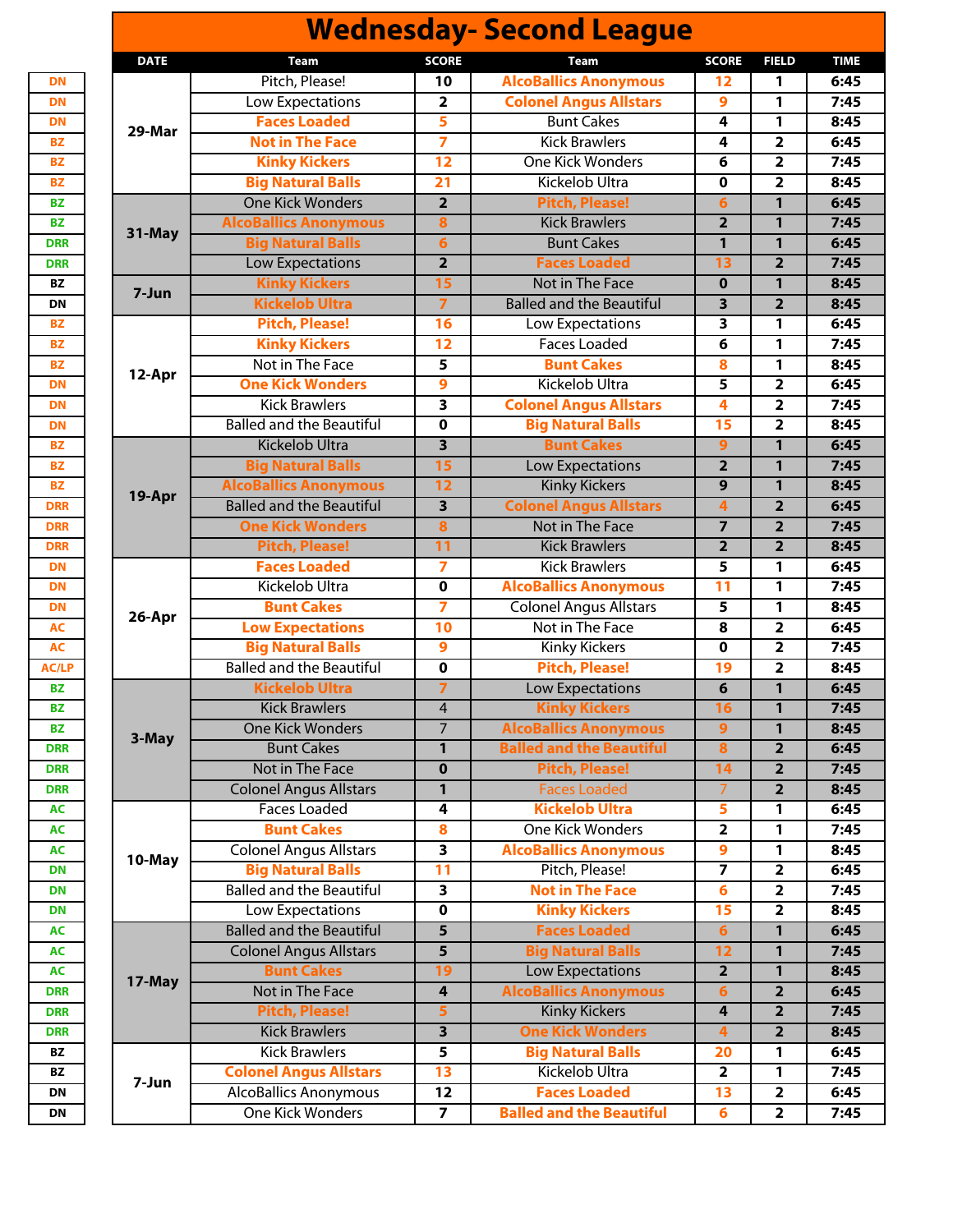# Wednesday- Second League

| | DATE | Team | SCORE | Team | SCORE | FIELD | TIME |
|---|---|---|---|---|---|---|---|
| DN | 29-Mar | Pitch, Please! | 10 | AlcoBallics Anonymous | 12 | 1 | 6:45 |
| DN | | Low Expectations | 2 | Colonel Angus Allstars | 9 | 1 | 7:45 |
| DN | | Faces Loaded | 5 | Bunt Cakes | 4 | 1 | 8:45 |
| BZ | | Not in The Face | 7 | Kick Brawlers | 4 | 2 | 6:45 |
| BZ | | Kinky Kickers | 12 | One Kick Wonders | 6 | 2 | 7:45 |
| BZ | | Big Natural Balls | 21 | Kickelob Ultra | 0 | 2 | 8:45 |
| BZ | 31-May | One Kick Wonders | 2 | Pitch, Please! | 6 | 1 | 6:45 |
| BZ | | AlcoBallics Anonymous | 8 | Kick Brawlers | 2 | 1 | 7:45 |
| DRR | | Big Natural Balls | 6 | Bunt Cakes | 1 | 1 | 6:45 |
| DRR | | Low Expectations | 2 | Faces Loaded | 13 | 2 | 7:45 |
| BZ | 7-Jun | Kinky Kickers | 15 | Not in The Face | 0 | 1 | 8:45 |
| DN | | Kickelob Ultra | 7 | Balled and the Beautiful | 3 | 2 | 8:45 |
| BZ | 12-Apr | Pitch, Please! | 16 | Low Expectations | 3 | 1 | 6:45 |
| BZ | | Kinky Kickers | 12 | Faces Loaded | 6 | 1 | 7:45 |
| BZ | | Not in The Face | 5 | Bunt Cakes | 8 | 1 | 8:45 |
| DN | | One Kick Wonders | 9 | Kickelob Ultra | 5 | 2 | 6:45 |
| DN | | Kick Brawlers | 3 | Colonel Angus Allstars | 4 | 2 | 7:45 |
| DN | | Balled and the Beautiful | 0 | Big Natural Balls | 15 | 2 | 8:45 |
| BZ | 19-Apr | Kickelob Ultra | 3 | Bunt Cakes | 9 | 1 | 6:45 |
| BZ | | Big Natural Balls | 15 | Low Expectations | 2 | 1 | 7:45 |
| BZ | | AlcoBallics Anonymous | 12 | Kinky Kickers | 9 | 1 | 8:45 |
| DRR | | Balled and the Beautiful | 3 | Colonel Angus Allstars | 4 | 2 | 6:45 |
| DRR | | One Kick Wonders | 8 | Not in The Face | 7 | 2 | 7:45 |
| DRR | | Pitch, Please! | 11 | Kick Brawlers | 2 | 2 | 8:45 |
| DN | 26-Apr | Faces Loaded | 7 | Kick Brawlers | 5 | 1 | 6:45 |
| DN | | Kickelob Ultra | 0 | AlcoBallics Anonymous | 11 | 1 | 7:45 |
| DN | | Bunt Cakes | 7 | Colonel Angus Allstars | 5 | 1 | 8:45 |
| AC | | Low Expectations | 10 | Not in The Face | 8 | 2 | 6:45 |
| AC | | Big Natural Balls | 9 | Kinky Kickers | 0 | 2 | 7:45 |
| AC/LP | | Balled and the Beautiful | 0 | Pitch, Please! | 19 | 2 | 8:45 |
| BZ | 3-May | Kickelob Ultra | 7 | Low Expectations | 6 | 1 | 6:45 |
| BZ | | Kick Brawlers | 4 | Kinky Kickers | 16 | 1 | 7:45 |
| BZ | | One Kick Wonders | 7 | AlcoBallics Anonymous | 9 | 1 | 8:45 |
| DRR | | Bunt Cakes | 1 | Balled and the Beautiful | 8 | 2 | 6:45 |
| DRR | | Not in The Face | 0 | Pitch, Please! | 14 | 2 | 7:45 |
| DRR | | Colonel Angus Allstars | 1 | Faces Loaded | 7 | 2 | 8:45 |
| AC | 10-May | Faces Loaded | 4 | Kickelob Ultra | 5 | 1 | 6:45 |
| AC | | Bunt Cakes | 8 | One Kick Wonders | 2 | 1 | 7:45 |
| AC | | Colonel Angus Allstars | 3 | AlcoBallics Anonymous | 9 | 1 | 8:45 |
| DN | | Big Natural Balls | 11 | Pitch, Please! | 7 | 2 | 6:45 |
| DN | | Balled and the Beautiful | 3 | Not in The Face | 6 | 2 | 7:45 |
| DN | | Low Expectations | 0 | Kinky Kickers | 15 | 2 | 8:45 |
| AC | 17-May | Balled and the Beautiful | 5 | Faces Loaded | 6 | 1 | 6:45 |
| AC | | Colonel Angus Allstars | 5 | Big Natural Balls | 12 | 1 | 7:45 |
| AC | | Bunt Cakes | 19 | Low Expectations | 2 | 1 | 8:45 |
| DRR | | Not in The Face | 4 | AlcoBallics Anonymous | 6 | 2 | 6:45 |
| DRR | | Pitch, Please! | 5 | Kinky Kickers | 4 | 2 | 7:45 |
| DRR | | Kick Brawlers | 3 | One Kick Wonders | 4 | 2 | 8:45 |
| BZ | 7-Jun | Kick Brawlers | 5 | Big Natural Balls | 20 | 1 | 6:45 |
| BZ | | Colonel Angus Allstars | 13 | Kickelob Ultra | 2 | 1 | 7:45 |
| DN | | AlcoBallics Anonymous | 12 | Faces Loaded | 13 | 2 | 6:45 |
| DN | | One Kick Wonders | 7 | Balled and the Beautiful | 6 | 2 | 7:45 |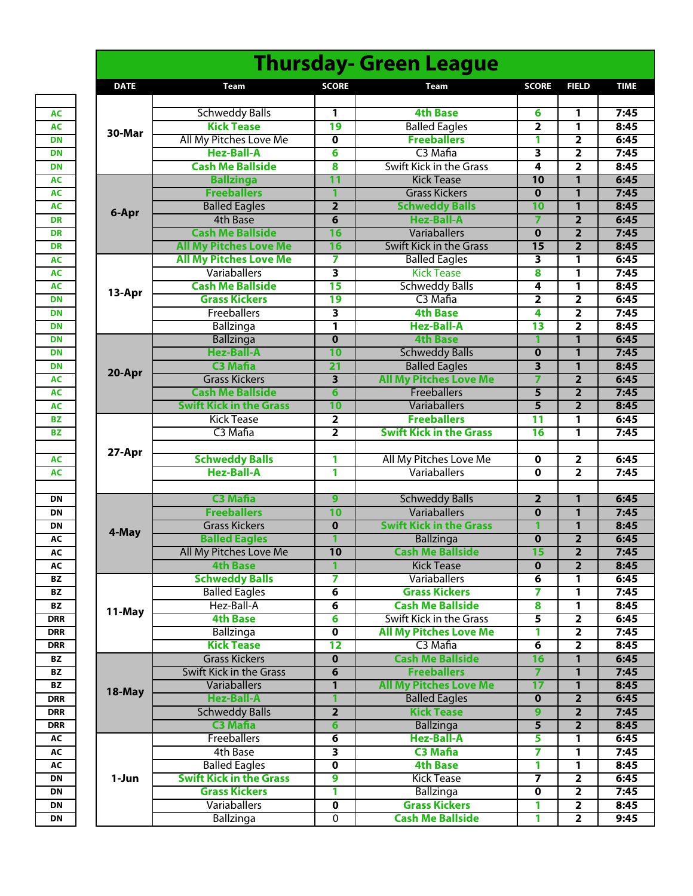# Thursday- Green League

| | DATE | Team | SCORE | Team | SCORE | FIELD | TIME |
|---|---|---|---|---|---|---|---|
| | | | | | | | |
| AC | 30-Mar | Schweddy Balls | 1 | 4th Base | 6 | 1 | 7:45 |
| AC | | Kick Tease | 19 | Balled Eagles | 2 | 1 | 8:45 |
| DN | | All My Pitches Love Me | 0 | Freeballers | 1 | 2 | 6:45 |
| DN | | Hez-Ball-A | 6 | C3 Mafia | 3 | 2 | 7:45 |
| DN | | Cash Me Ballside | 8 | Swift Kick in the Grass | 4 | 2 | 8:45 |
| AC | 6-Apr | Ballzinga | 11 | Kick Tease | 10 | 1 | 6:45 |
| AC | | Freeballers | 1 | Grass Kickers | 0 | 1 | 7:45 |
| AC | | Balled Eagles | 2 | Schweddy Balls | 10 | 1 | 8:45 |
| DR | | 4th Base | 6 | Hez-Ball-A | 7 | 2 | 6:45 |
| DR | | Cash Me Ballside | 16 | Variaballers | 0 | 2 | 7:45 |
| DR | | All My Pitches Love Me | 16 | Swift Kick in the Grass | 15 | 2 | 8:45 |
| AC | 13-Apr | All My Pitches Love Me | 7 | Balled Eagles | 3 | 1 | 6:45 |
| AC | | Variaballers | 3 | Kick Tease | 8 | 1 | 7:45 |
| AC | | Cash Me Ballside | 15 | Schweddy Balls | 4 | 1 | 8:45 |
| DN | | Grass Kickers | 19 | C3 Mafia | 2 | 2 | 6:45 |
| DN | | Freeballers | 3 | 4th Base | 4 | 2 | 7:45 |
| DN | | Ballzinga | 1 | Hez-Ball-A | 13 | 2 | 8:45 |
| DN | 20-Apr | Ballzinga | 0 | 4th Base | 1 | 1 | 6:45 |
| DN | | Hez-Ball-A | 10 | Schweddy Balls | 0 | 1 | 7:45 |
| DN | | C3 Mafia | 21 | Balled Eagles | 3 | 1 | 8:45 |
| AC | | Grass Kickers | 3 | All My Pitches Love Me | 7 | 2 | 6:45 |
| AC | | Cash Me Ballside | 6 | Freeballers | 5 | 2 | 7:45 |
| AC | | Swift Kick in the Grass | 10 | Variaballers | 5 | 2 | 8:45 |
| BZ | 27-Apr | Kick Tease | 2 | Freeballers | 11 | 1 | 6:45 |
| BZ | | C3 Mafia | 2 | Swift Kick in the Grass | 16 | 1 | 7:45 |
| | | | | | | | |
| AC | | Schweddy Balls | 1 | All My Pitches Love Me | 0 | 2 | 6:45 |
| AC | | Hez-Ball-A | 1 | Variaballers | 0 | 2 | 7:45 |
| | | | | | | | |
| DN | 4-May | C3 Mafia | 9 | Schweddy Balls | 2 | 1 | 6:45 |
| DN | | Freeballers | 10 | Variaballers | 0 | 1 | 7:45 |
| DN | | Grass Kickers | 0 | Swift Kick in the Grass | 1 | 1 | 8:45 |
| AC | | Balled Eagles | 1 | Ballzinga | 0 | 2 | 6:45 |
| AC | | All My Pitches Love Me | 10 | Cash Me Ballside | 15 | 2 | 7:45 |
| AC | | 4th Base | 1 | Kick Tease | 0 | 2 | 8:45 |
| BZ | 11-May | Schweddy Balls | 7 | Variaballers | 6 | 1 | 6:45 |
| BZ | | Balled Eagles | 6 | Grass Kickers | 7 | 1 | 7:45 |
| BZ | | Hez-Ball-A | 6 | Cash Me Ballside | 8 | 1 | 8:45 |
| DRR | | 4th Base | 6 | Swift Kick in the Grass | 5 | 2 | 6:45 |
| DRR | | Ballzinga | 0 | All My Pitches Love Me | 1 | 2 | 7:45 |
| DRR | | Kick Tease | 12 | C3 Mafia | 6 | 2 | 8:45 |
| BZ | 18-May | Grass Kickers | 0 | Cash Me Ballside | 16 | 1 | 6:45 |
| BZ | | Swift Kick in the Grass | 6 | Freeballers | 7 | 1 | 7:45 |
| BZ | | Variaballers | 1 | All My Pitches Love Me | 17 | 1 | 8:45 |
| DRR | | Hez-Ball-A | 1 | Balled Eagles | 0 | 2 | 6:45 |
| DRR | | Schweddy Balls | 2 | Kick Tease | 9 | 2 | 7:45 |
| DRR | | C3 Mafia | 6 | Ballzinga | 5 | 2 | 8:45 |
| AC | 1-Jun | Freeballers | 6 | Hez-Ball-A | 5 | 1 | 6:45 |
| AC | | 4th Base | 3 | C3 Mafia | 7 | 1 | 7:45 |
| AC | | Balled Eagles | 0 | 4th Base | 1 | 1 | 8:45 |
| DN | | Swift Kick in the Grass | 9 | Kick Tease | 7 | 2 | 6:45 |
| DN | | Grass Kickers | 1 | Ballzinga | 0 | 2 | 7:45 |
| DN | | Variaballers | 0 | Grass Kickers | 1 | 2 | 8:45 |
| DN | | Ballzinga | 0 | Cash Me Ballside | 1 | 2 | 9:45 |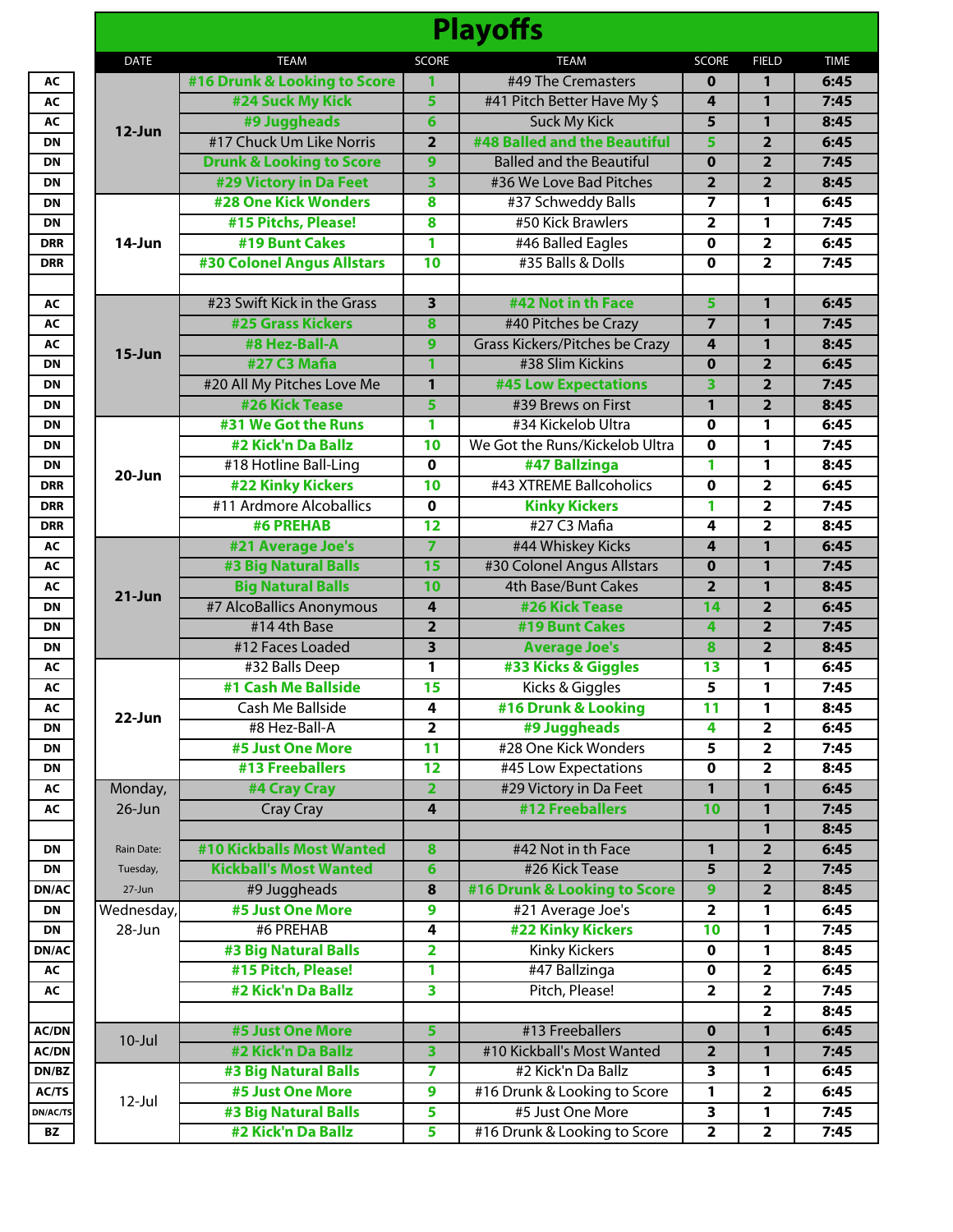# Playoffs

| | DATE | TEAM | SCORE | TEAM | SCORE | FIELD | TIME |
|---|---|---|---|---|---|---|---|
| AC | 12-Jun | #16 Drunk & Looking to Score | 1 | #49 The Cremasters | 0 | 1 | 6:45 |
| AC | | #24 Suck My Kick | 5 | #41 Pitch Better Have My $ | 4 | 1 | 7:45 |
| AC | | #9 Juggheads | 6 | Suck My Kick | 5 | 1 | 8:45 |
| DN | | #17 Chuck Um Like Norris | 2 | #48 Balled and the Beautiful | 5 | 2 | 6:45 |
| DN | | Drunk & Looking to Score | 9 | Balled and the Beautiful | 0 | 2 | 7:45 |
| DN | | #29 Victory in Da Feet | 3 | #36 We Love Bad Pitches | 2 | 2 | 8:45 |
| DN | 14-Jun | #28 One Kick Wonders | 8 | #37 Schweddy Balls | 7 | 1 | 6:45 |
| DN | | #15 Pitchs, Please! | 8 | #50 Kick Brawlers | 2 | 1 | 7:45 |
| DRR | | #19 Bunt Cakes | 1 | #46 Balled Eagles | 0 | 2 | 6:45 |
| DRR | | #30 Colonel Angus Allstars | 10 | #35 Balls & Dolls | 0 | 2 | 7:45 |
| | | | | | | | |
| AC | 15-Jun | #23 Swift Kick in the Grass | 3 | #42 Not in th Face | 5 | 1 | 6:45 |
| AC | | #25 Grass Kickers | 8 | #40 Pitches be Crazy | 7 | 1 | 7:45 |
| AC | | #8 Hez-Ball-A | 9 | Grass Kickers/Pitches be Crazy | 4 | 1 | 8:45 |
| DN | | #27 C3 Mafia | 1 | #38 Slim Kickins | 0 | 2 | 6:45 |
| DN | | #20 All My Pitches Love Me | 1 | #45 Low Expectations | 3 | 2 | 7:45 |
| DN | | #26 Kick Tease | 5 | #39 Brews on First | 1 | 2 | 8:45 |
| DN | 20-Jun | #31 We Got the Runs | 1 | #34 Kickelob Ultra | 0 | 1 | 6:45 |
| DN | | #2 Kick'n Da Ballz | 10 | We Got the Runs/Kickelob Ultra | 0 | 1 | 7:45 |
| DN | | #18 Hotline Ball-Ling | 0 | #47 Ballzinga | 1 | 1 | 8:45 |
| DRR | | #22 Kinky Kickers | 10 | #43 XTREME Ballcoholics | 0 | 2 | 6:45 |
| DRR | | #11 Ardmore Alcoballics | 0 | Kinky Kickers | 1 | 2 | 7:45 |
| DRR | | #6 PREHAB | 12 | #27 C3 Mafia | 4 | 2 | 8:45 |
| AC | 21-Jun | #21 Average Joe's | 7 | #44 Whiskey Kicks | 4 | 1 | 6:45 |
| AC | | #3 Big Natural Balls | 15 | #30 Colonel Angus Allstars | 0 | 1 | 7:45 |
| AC | | Big Natural Balls | 10 | 4th Base/Bunt Cakes | 2 | 1 | 8:45 |
| DN | | #7 AlcoBallics Anonymous | 4 | #26 Kick Tease | 14 | 2 | 6:45 |
| DN | | #14 4th Base | 2 | #19 Bunt Cakes | 4 | 2 | 7:45 |
| DN | | #12 Faces Loaded | 3 | Average Joe's | 8 | 2 | 8:45 |
| AC | 22-Jun | #32 Balls Deep | 1 | #33 Kicks & Giggles | 13 | 1 | 6:45 |
| AC | | #1 Cash Me Ballside | 15 | Kicks & Giggles | 5 | 1 | 7:45 |
| AC | | Cash Me Ballside | 4 | #16 Drunk & Looking | 11 | 1 | 8:45 |
| DN | | #8 Hez-Ball-A | 2 | #9 Juggheads | 4 | 2 | 6:45 |
| DN | | #5 Just One More | 11 | #28 One Kick Wonders | 5 | 2 | 7:45 |
| DN | | #13 Freeballers | 12 | #45 Low Expectations | 0 | 2 | 8:45 |
| AC | Monday, 26-Jun | #4 Cray Cray | 2 | #29 Victory in Da Feet | 1 | 1 | 6:45 |
| AC | | Cray Cray | 4 | #12 Freeballers | 10 | 1 | 7:45 |
| | | | | | | 1 | 8:45 |
| DN | Rain Date: Tuesday, 27-Jun | #10 Kickballs Most Wanted | 8 | #42 Not in th Face | 1 | 2 | 6:45 |
| DN | | Kickball's Most Wanted | 6 | #26 Kick Tease | 5 | 2 | 7:45 |
| DN/AC | | #9 Juggheads | 8 | #16 Drunk & Looking to Score | 9 | 2 | 8:45 |
| DN | Wednesday, 28-Jun | #5 Just One More | 9 | #21 Average Joe's | 2 | 1 | 6:45 |
| DN | | #6 PREHAB | 4 | #22 Kinky Kickers | 10 | 1 | 7:45 |
| DN/AC | | #3 Big Natural Balls | 2 | Kinky Kickers | 0 | 1 | 8:45 |
| AC | | #15 Pitch, Please! | 1 | #47 Ballzinga | 0 | 2 | 6:45 |
| AC | | #2 Kick'n Da Ballz | 3 | Pitch, Please! | 2 | 2 | 7:45 |
| | | | | | | 2 | 8:45 |
| AC/DN | 10-Jul | #5 Just One More | 5 | #13 Freeballers | 0 | 1 | 6:45 |
| AC/DN | | #2 Kick'n Da Ballz | 3 | #10 Kickball's Most Wanted | 2 | 1 | 7:45 |
| DN/BZ | 12-Jul | #3 Big Natural Balls | 7 | #2 Kick'n Da Ballz | 3 | 1 | 6:45 |
| AC/TS | | #5 Just One More | 9 | #16 Drunk & Looking to Score | 1 | 2 | 6:45 |
| DN/AC/TS | | #3 Big Natural Balls | 5 | #5 Just One More | 3 | 1 | 7:45 |
| BZ | | #2 Kick'n Da Ballz | 5 | #16 Drunk & Looking to Score | 2 | 2 | 7:45 |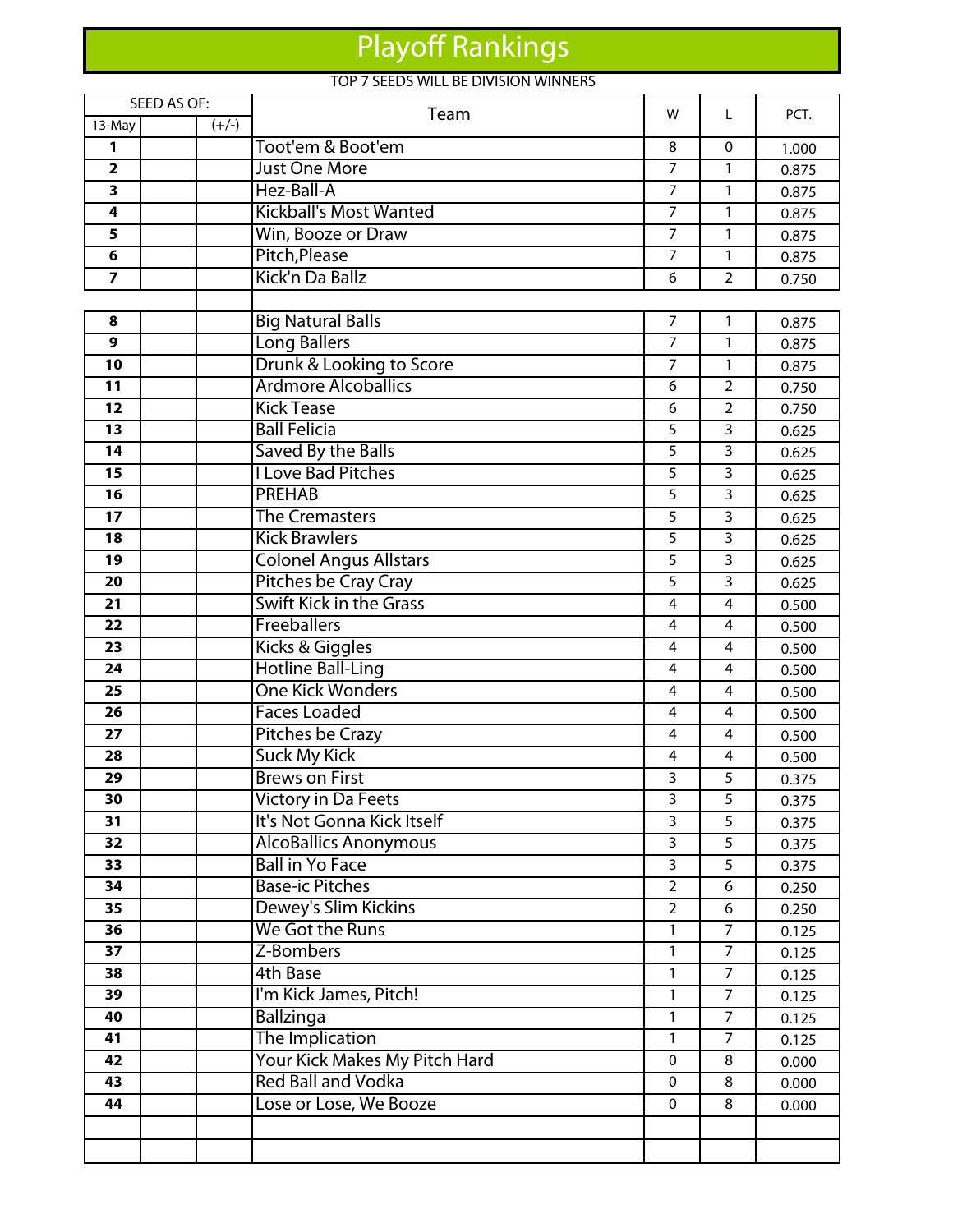# Playoff Rankings

TOP 7 SEEDS WILL BE DIVISION WINNERS

| SEED AS OF: | | | Team | W | L | PCT. |
|---|---|---|---|---|---|---|
| 13-May | | (+/-) | | | | |
| 1 | | | Toot'em & Boot'em | 8 | 0 | 1.000 |
| 2 | | | Just One More | 7 | 1 | 0.875 |
| 3 | | | Hez-Ball-A | 7 | 1 | 0.875 |
| 4 | | | Kickball's Most Wanted | 7 | 1 | 0.875 |
| 5 | | | Win, Booze or Draw | 7 | 1 | 0.875 |
| 6 | | | Pitch,Please | 7 | 1 | 0.875 |
| 7 | | | Kick'n Da Ballz | 6 | 2 | 0.750 |
| | | | | | | |
| 8 | | | Big Natural Balls | 7 | 1 | 0.875 |
| 9 | | | Long Ballers | 7 | 1 | 0.875 |
| 10 | | | Drunk & Looking to Score | 7 | 1 | 0.875 |
| 11 | | | Ardmore Alcoballics | 6 | 2 | 0.750 |
| 12 | | | Kick Tease | 6 | 2 | 0.750 |
| 13 | | | Ball Felicia | 5 | 3 | 0.625 |
| 14 | | | Saved By the Balls | 5 | 3 | 0.625 |
| 15 | | | I Love Bad Pitches | 5 | 3 | 0.625 |
| 16 | | | PREHAB | 5 | 3 | 0.625 |
| 17 | | | The Cremasters | 5 | 3 | 0.625 |
| 18 | | | Kick Brawlers | 5 | 3 | 0.625 |
| 19 | | | Colonel Angus Allstars | 5 | 3 | 0.625 |
| 20 | | | Pitches be Cray Cray | 5 | 3 | 0.625 |
| 21 | | | Swift Kick in the Grass | 4 | 4 | 0.500 |
| 22 | | | Freeballers | 4 | 4 | 0.500 |
| 23 | | | Kicks & Giggles | 4 | 4 | 0.500 |
| 24 | | | Hotline Ball-Ling | 4 | 4 | 0.500 |
| 25 | | | One Kick Wonders | 4 | 4 | 0.500 |
| 26 | | | Faces Loaded | 4 | 4 | 0.500 |
| 27 | | | Pitches be Crazy | 4 | 4 | 0.500 |
| 28 | | | Suck My Kick | 4 | 4 | 0.500 |
| 29 | | | Brews on First | 3 | 5 | 0.375 |
| 30 | | | Victory in Da Feets | 3 | 5 | 0.375 |
| 31 | | | It's Not Gonna Kick Itself | 3 | 5 | 0.375 |
| 32 | | | AlcoBallics Anonymous | 3 | 5 | 0.375 |
| 33 | | | Ball in Yo Face | 3 | 5 | 0.375 |
| 34 | | | Base-ic Pitches | 2 | 6 | 0.250 |
| 35 | | | Dewey's Slim Kickins | 2 | 6 | 0.250 |
| 36 | | | We Got the Runs | 1 | 7 | 0.125 |
| 37 | | | Z-Bombers | 1 | 7 | 0.125 |
| 38 | | | 4th Base | 1 | 7 | 0.125 |
| 39 | | | I'm Kick James, Pitch! | 1 | 7 | 0.125 |
| 40 | | | Ballzinga | 1 | 7 | 0.125 |
| 41 | | | The Implication | 1 | 7 | 0.125 |
| 42 | | | Your Kick Makes My Pitch Hard | 0 | 8 | 0.000 |
| 43 | | | Red Ball and Vodka | 0 | 8 | 0.000 |
| 44 | | | Lose or Lose, We Booze | 0 | 8 | 0.000 |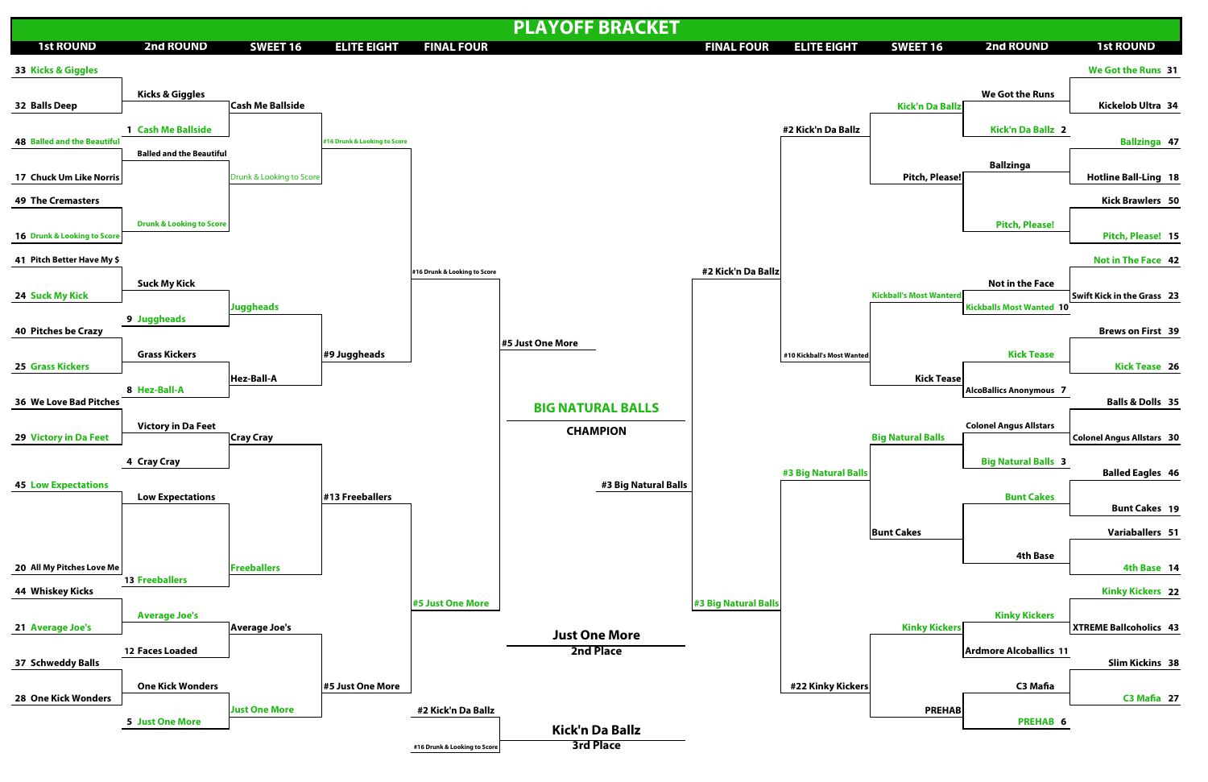# PLAYOFF BRACKET

## Left Side

**1st ROUND**

- 33 Kicks & Giggles
- 32 Balls Deep
- 48 Balled and the Beautiful
- 17 Chuck Um Like Norris
- 49 The Cremasters
- 16 Drunk & Looking to Score
- 41 Pitch Better Have My $
- 24 Suck My Kick
- 40 Pitches be Crazy
- 25 Grass Kickers
- 36 We Love Bad Pitches
- 29 Victory in Da Feet
- 45 Low Expectations
- 20 All My Pitches Love Me
- 44 Whiskey Kicks
- 21 Average Joe's
- 37 Schweddy Balls
- 28 One Kick Wonders

**2nd ROUND**

- Kicks & Giggles
- 1 Cash Me Ballside
- Balled and the Beautiful
- Drunk & Looking to Score
- Suck My Kick
- 9 Juggheads
- Grass Kickers
- 8 Hez-Ball-A
- Victory in Da Feet
- 4 Cray Cray
- Low Expectations
- 13 Freeballers
- Average Joe's
- 12 Faces Loaded
- One Kick Wonders
- 5 Just One More

**SWEET 16**

- Cash Me Ballside
- Drunk & Looking to Score
- Juggheads
- Hez-Ball-A
- Cray Cray
- Freeballers
- Average Joe's
- Just One More

**ELITE EIGHT**

- #16 Drunk & Looking to Score
- #9 Juggheads
- #13 Freeballers
- #5 Just One More

**FINAL FOUR**

- #16 Drunk & Looking to Score
- #5 Just One More

## Right Side

**1st ROUND**

- We Got the Runs 31
- Kickelob Ultra 34
- Ballzinga 47
- Hotline Ball-Ling 18
- Kick Brawlers 50
- Pitch, Please! 15
- Not in The Face 42
- Swift Kick in the Grass 23
- Brews on First 39
- Kick Tease 26
- Balls & Dolls 35
- Colonel Angus Allstars 30
- Balled Eagles 46
- Bunt Cakes 19
- Variaballers 51
- 4th Base 14
- Kinky Kickers 22
- XTREME Ballcoholics 43
- Slim Kickins 38
- C3 Mafia 27

**2nd ROUND**

- We Got the Runs
- Kick'n Da Ballz 2
- Ballzinga
- Pitch, Please!
- Not in the Face
- Kickballs Most Wanted 10
- Kick Tease
- AlcoBallics Anonymous 7
- Colonel Angus Allstars
- Big Natural Balls 3
- Bunt Cakes
- 4th Base
- Kinky Kickers
- Ardmore Alcoballics 11
- C3 Mafia
- PREHAB 6

**SWEET 16**

- Kick'n Da Ballz
- Pitch, Please!
- Kickball's Most Wanterd
- Kick Tease
- Big Natural Balls
- Bunt Cakes
- Kinky Kickers
- PREHAB

**ELITE EIGHT**

- #2 Kick'n Da Ballz
- #10 Kickball's Most Wanted
- #3 Big Natural Balls
- #22 Kinky Kickers

**FINAL FOUR**

- #2 Kick'n Da Ballz
- #3 Big Natural Balls

## Championship

- #5 Just One More
- #3 Big Natural Balls

**BIG NATURAL BALLS**
CHAMPION

**Just One More**
2nd Place

## 3rd Place Game

- #2 Kick'n Da Ballz
- #16 Drunk & Looking to Score

**Kick'n Da Ballz**
3rd Place